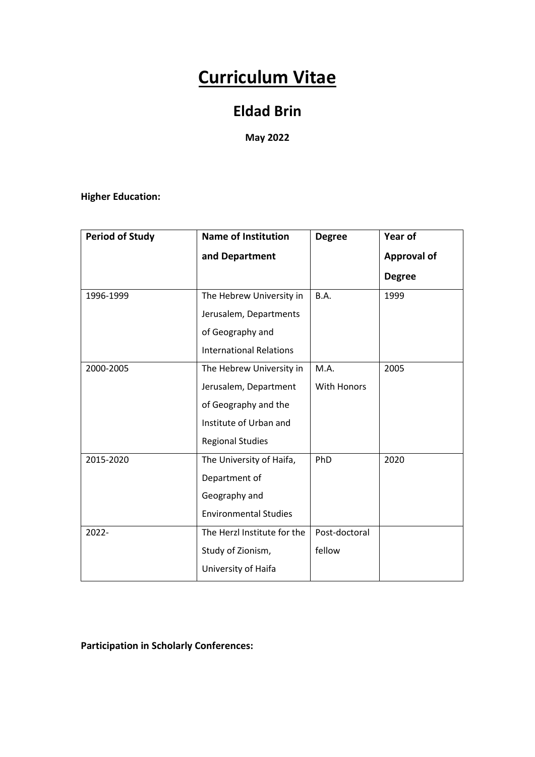# Curriculum Vitae

## Eldad Brin

**May 2022**

**Higher Education:**

| Period of Study | Name of Institution and Department | Degree | Year of Approval of Degree |
|---|---|---|---|
| 1996-1999 | The Hebrew University in Jerusalem, Departments of Geography and International Relations | B.A. | 1999 |
| 2000-2005 | The Hebrew University in Jerusalem, Department of Geography and the Institute of Urban and Regional Studies | M.A. With Honors | 2005 |
| 2015-2020 | The University of Haifa, Department of Geography and Environmental Studies | PhD | 2020 |
| 2022- | The Herzl Institute for the Study of Zionism, University of Haifa | Post-doctoral fellow | |

**Participation in Scholarly Conferences:**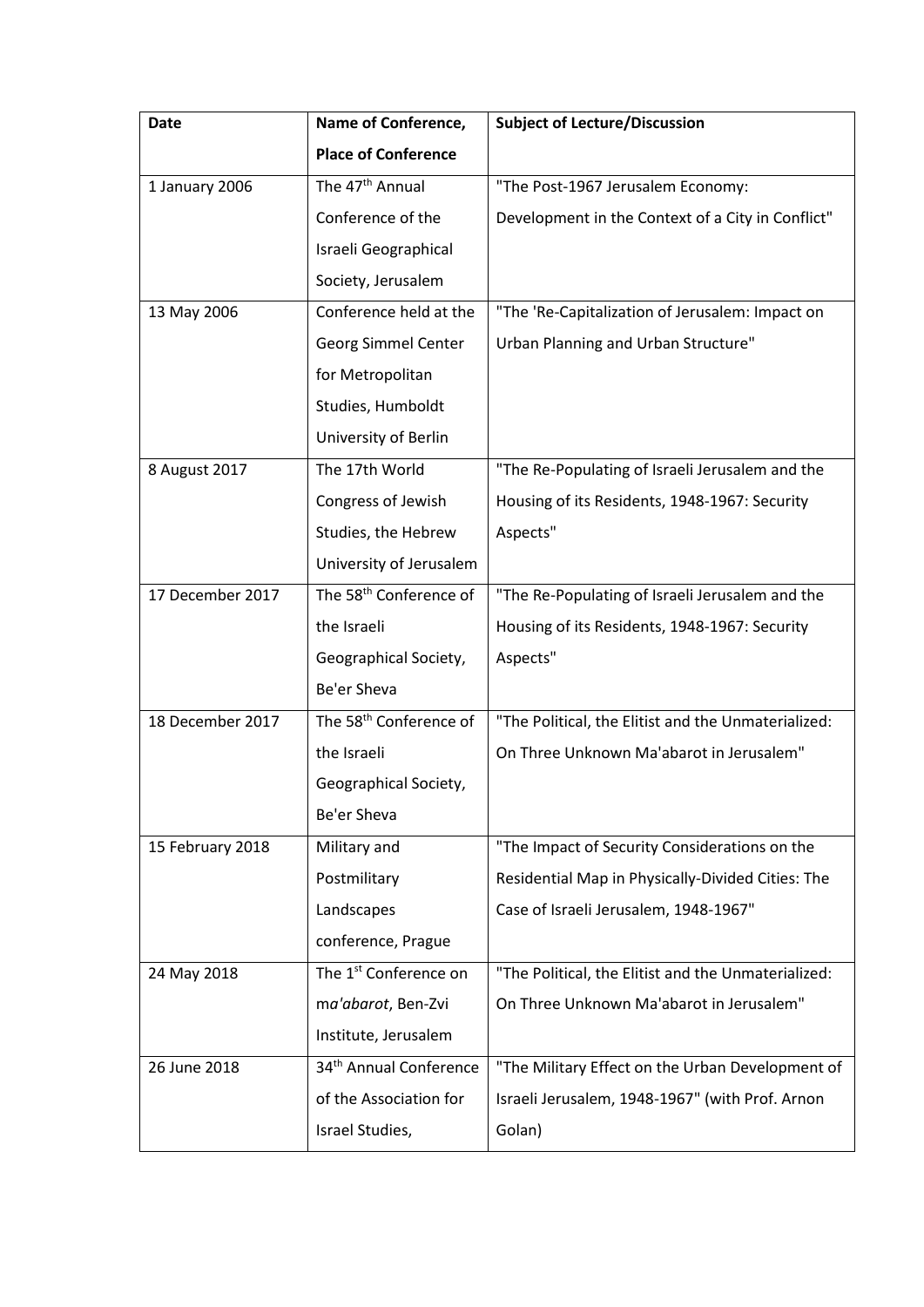| Date | Name of Conference, Place of Conference | Subject of Lecture/Discussion |
|---|---|---|
| 1 January 2006 | The 47th Annual Conference of the Israeli Geographical Society, Jerusalem | "The Post-1967 Jerusalem Economy: Development in the Context of a City in Conflict" |
| 13 May 2006 | Conference held at the Georg Simmel Center for Metropolitan Studies, Humboldt University of Berlin | "The 'Re-Capitalization of Jerusalem: Impact on Urban Planning and Urban Structure" |
| 8 August 2017 | The 17th World Congress of Jewish Studies, the Hebrew University of Jerusalem | "The Re-Populating of Israeli Jerusalem and the Housing of its Residents, 1948-1967: Security Aspects" |
| 17 December 2017 | The 58th Conference of the Israeli Geographical Society, Be'er Sheva | "The Re-Populating of Israeli Jerusalem and the Housing of its Residents, 1948-1967: Security Aspects" |
| 18 December 2017 | The 58th Conference of the Israeli Geographical Society, Be'er Sheva | "The Political, the Elitist and the Unmaterialized: On Three Unknown Ma'abarot in Jerusalem" |
| 15 February 2018 | Military and Postmilitary Landscapes conference, Prague | "The Impact of Security Considerations on the Residential Map in Physically-Divided Cities: The Case of Israeli Jerusalem, 1948-1967" |
| 24 May 2018 | The 1st Conference on m*a'abarot*, Ben-Zvi Institute, Jerusalem | "The Political, the Elitist and the Unmaterialized: On Three Unknown Ma'abarot in Jerusalem" |
| 26 June 2018 | 34th Annual Conference of the Association for Israel Studies, | "The Military Effect on the Urban Development of Israeli Jerusalem, 1948-1967" (with Prof. Arnon Golan) |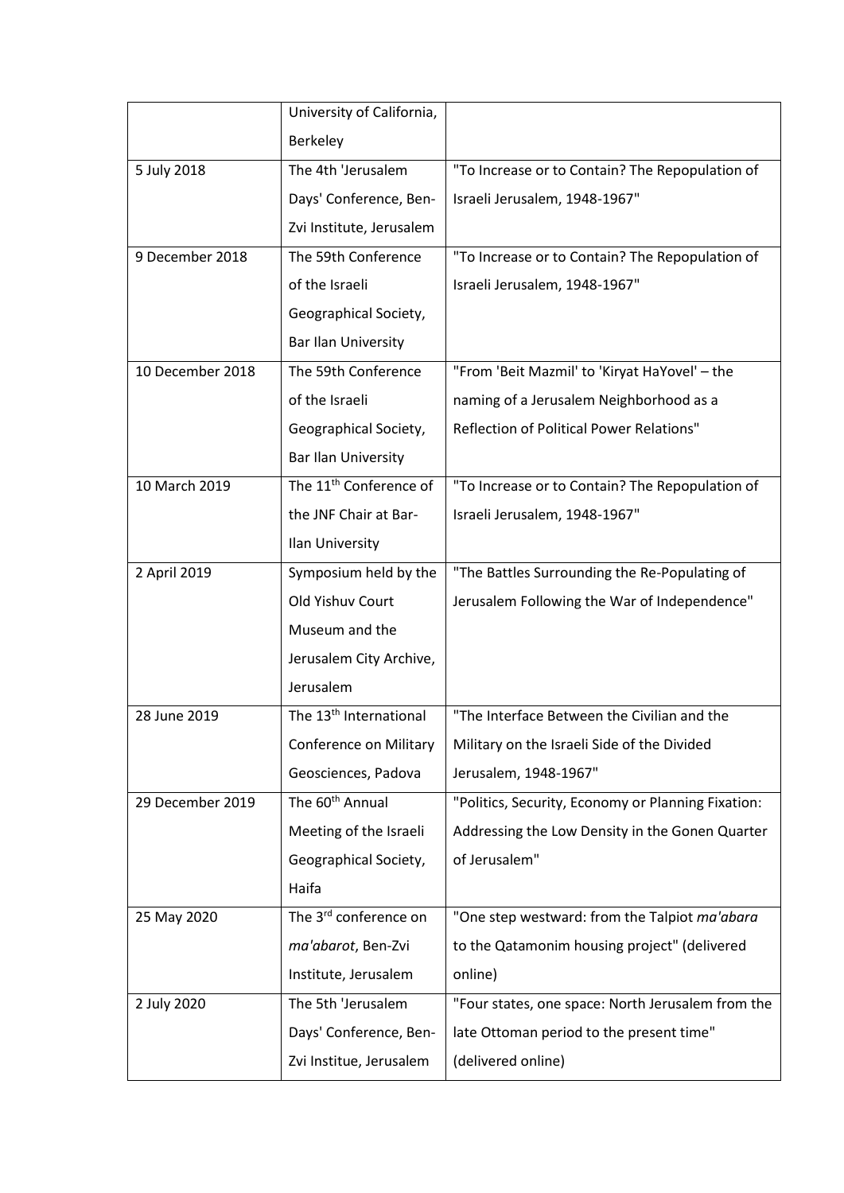| | | |
|---|---|---|
| | University of California, Berkeley | |
| 5 July 2018 | The 4th 'Jerusalem Days' Conference, Ben-Zvi Institute, Jerusalem | "To Increase or to Contain? The Repopulation of Israeli Jerusalem, 1948-1967" |
| 9 December 2018 | The 59th Conference of the Israeli Geographical Society, Bar Ilan University | "To Increase or to Contain? The Repopulation of Israeli Jerusalem, 1948-1967" |
| 10 December 2018 | The 59th Conference of the Israeli Geographical Society, Bar Ilan University | "From 'Beit Mazmil' to 'Kiryat HaYovel' – the naming of a Jerusalem Neighborhood as a Reflection of Political Power Relations" |
| 10 March 2019 | The 11th Conference of the JNF Chair at Bar-Ilan University | "To Increase or to Contain? The Repopulation of Israeli Jerusalem, 1948-1967" |
| 2 April 2019 | Symposium held by the Old Yishuv Court Museum and the Jerusalem City Archive, Jerusalem | "The Battles Surrounding the Re-Populating of Jerusalem Following the War of Independence" |
| 28 June 2019 | The 13th International Conference on Military Geosciences, Padova | "The Interface Between the Civilian and the Military on the Israeli Side of the Divided Jerusalem, 1948-1967" |
| 29 December 2019 | The 60th Annual Meeting of the Israeli Geographical Society, Haifa | "Politics, Security, Economy or Planning Fixation: Addressing the Low Density in the Gonen Quarter of Jerusalem" |
| 25 May 2020 | The 3rd conference on *ma'abarot*, Ben-Zvi Institute, Jerusalem | "One step westward: from the Talpiot *ma'abara* to the Qatamonim housing project" (delivered online) |
| 2 July 2020 | The 5th 'Jerusalem Days' Conference, Ben-Zvi Institue, Jerusalem | "Four states, one space: North Jerusalem from the late Ottoman period to the present time" (delivered online) |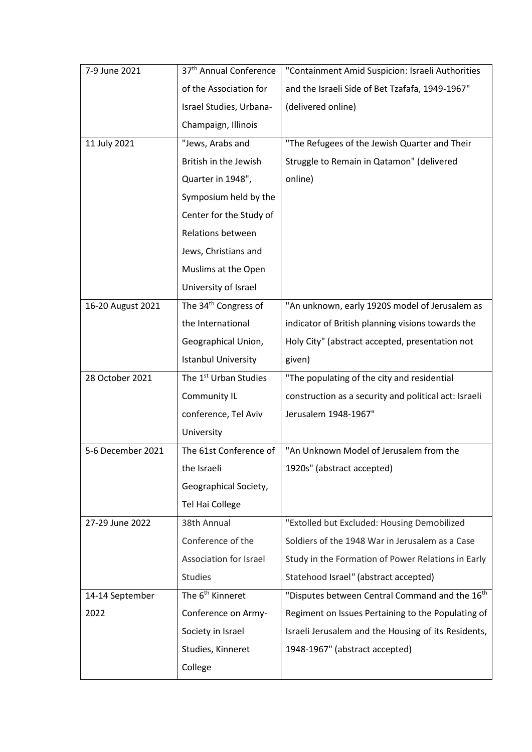| 7-9 June 2021 | 37th Annual Conference of the Association for Israel Studies, Urbana-Champaign, Illinois | "Containment Amid Suspicion: Israeli Authorities and the Israeli Side of Bet Tzafafa, 1949-1967" (delivered online) |
|---|---|---|
| 11 July 2021 | "Jews, Arabs and British in the Jewish Quarter in 1948", Symposium held by the Center for the Study of Relations between Jews, Christians and Muslims at the Open University of Israel | "The Refugees of the Jewish Quarter and Their Struggle to Remain in Qatamon" (delivered online) |
| 16-20 August 2021 | The 34th Congress of the International Geographical Union, Istanbul University | "An unknown, early 1920S model of Jerusalem as indicator of British planning visions towards the Holy City" (abstract accepted, presentation not given) |
| 28 October 2021 | The 1st Urban Studies Community IL conference, Tel Aviv University | "The populating of the city and residential construction as a security and political act: Israeli Jerusalem 1948-1967" |
| 5-6 December 2021 | The 61st Conference of the Israeli Geographical Society, Tel Hai College | "An Unknown Model of Jerusalem from the 1920s" (abstract accepted) |
| 27-29 June 2022 | 38th Annual Conference of the Association for Israel Studies | "Extolled but Excluded: Housing Demobilized Soldiers of the 1948 War in Jerusalem as a Case Study in the Formation of Power Relations in Early Statehood Israel" (abstract accepted) |
| 14-14 September 2022 | The 6th Kinneret Conference on Army-Society in Israel Studies, Kinneret College | "Disputes between Central Command and the 16th Regiment on Issues Pertaining to the Populating of Israeli Jerusalem and the Housing of its Residents, 1948-1967" (abstract accepted) |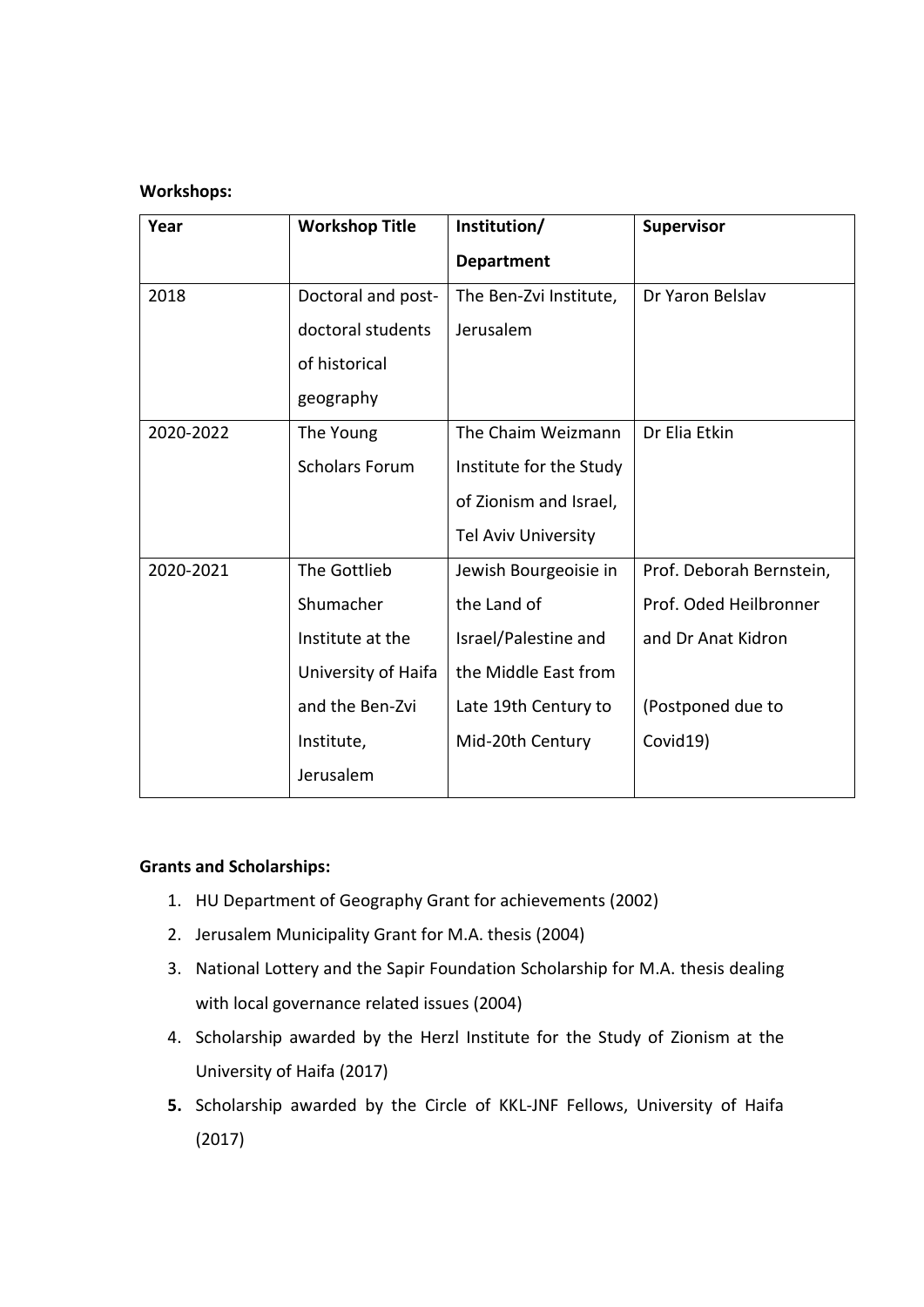**Workshops:**

| Year | Workshop Title | Institution/ Department | Supervisor |
|---|---|---|---|
| 2018 | Doctoral and post-doctoral students of historical geography | The Ben-Zvi Institute, Jerusalem | Dr Yaron Belslav |
| 2020-2022 | The Young Scholars Forum | The Chaim Weizmann Institute for the Study of Zionism and Israel, Tel Aviv University | Dr Elia Etkin |
| 2020-2021 | The Gottlieb Shumacher Institute at the University of Haifa and the Ben-Zvi Institute, Jerusalem | Jewish Bourgeoisie in the Land of Israel/Palestine and the Middle East from Late 19th Century to Mid-20th Century | Prof. Deborah Bernstein, Prof. Oded Heilbronner and Dr Anat Kidron<br><br>(Postponed due to Covid19) |

**Grants and Scholarships:**

1. HU Department of Geography Grant for achievements (2002)
2. Jerusalem Municipality Grant for M.A. thesis (2004)
3. National Lottery and the Sapir Foundation Scholarship for M.A. thesis dealing with local governance related issues (2004)
4. Scholarship awarded by the Herzl Institute for the Study of Zionism at the University of Haifa (2017)
5. Scholarship awarded by the Circle of KKL-JNF Fellows, University of Haifa (2017)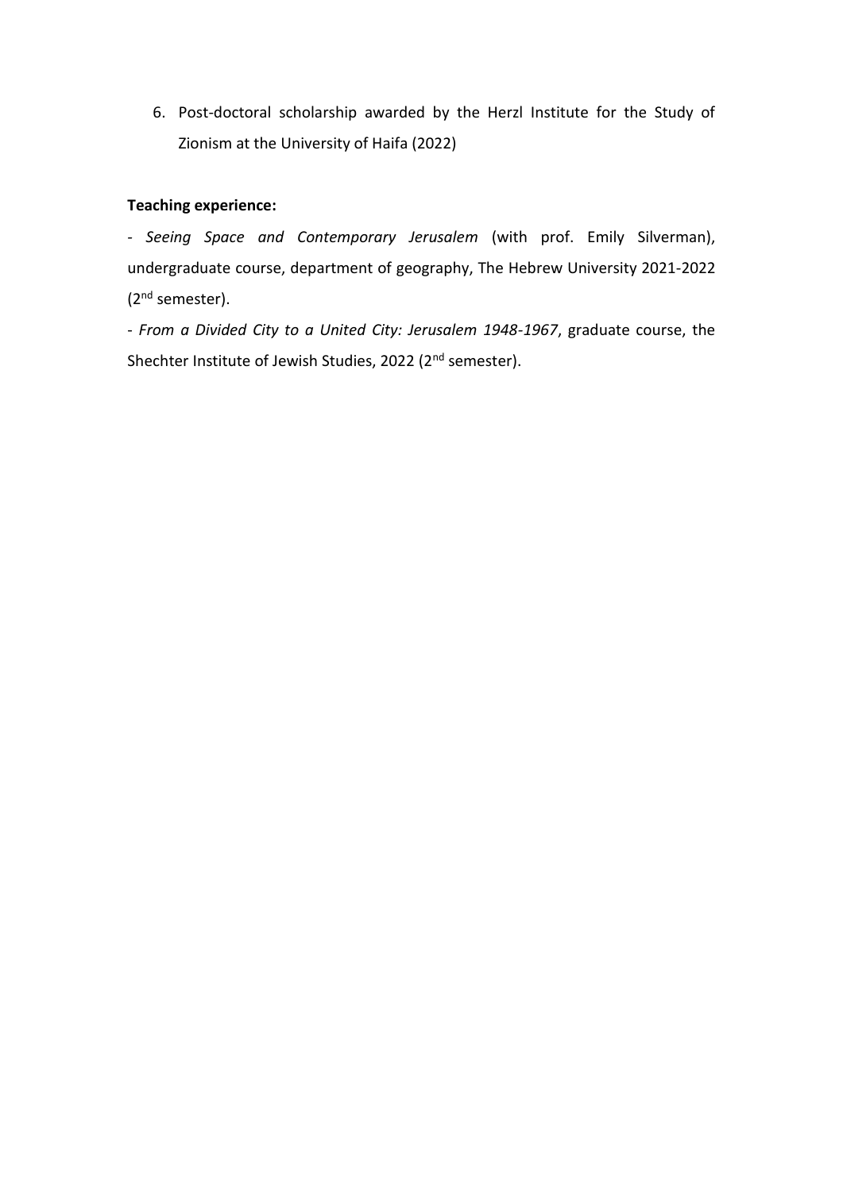6. Post-doctoral scholarship awarded by the Herzl Institute for the Study of Zionism at the University of Haifa (2022)

**Teaching experience:**

- *Seeing Space and Contemporary Jerusalem* (with prof. Emily Silverman), undergraduate course, department of geography, The Hebrew University 2021-2022 (2nd semester).

- *From a Divided City to a United City: Jerusalem 1948-1967*, graduate course, the Shechter Institute of Jewish Studies, 2022 (2nd semester).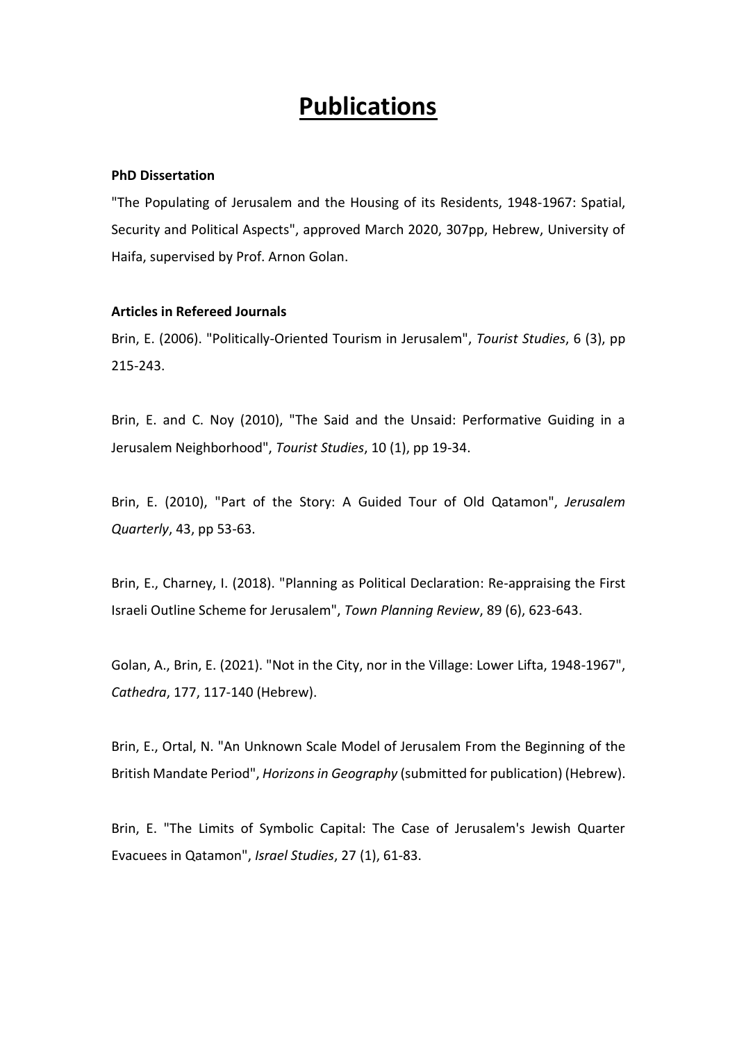# Publications

**PhD Dissertation**

"The Populating of Jerusalem and the Housing of its Residents, 1948-1967: Spatial, Security and Political Aspects", approved March 2020, 307pp, Hebrew, University of Haifa, supervised by Prof. Arnon Golan.

**Articles in Refereed Journals**

Brin, E. (2006). "Politically-Oriented Tourism in Jerusalem", *Tourist Studies*, 6 (3), pp 215-243.

Brin, E. and C. Noy (2010), "The Said and the Unsaid: Performative Guiding in a Jerusalem Neighborhood", *Tourist Studies*, 10 (1), pp 19-34.

Brin, E. (2010), "Part of the Story: A Guided Tour of Old Qatamon", *Jerusalem Quarterly*, 43, pp 53-63.

Brin, E., Charney, I. (2018). "Planning as Political Declaration: Re-appraising the First Israeli Outline Scheme for Jerusalem", *Town Planning Review*, 89 (6), 623-643.

Golan, A., Brin, E. (2021). "Not in the City, nor in the Village: Lower Lifta, 1948-1967", *Cathedra*, 177, 117-140 (Hebrew).

Brin, E., Ortal, N. "An Unknown Scale Model of Jerusalem From the Beginning of the British Mandate Period", *Horizons in Geography* (submitted for publication) (Hebrew).

Brin, E. "The Limits of Symbolic Capital: The Case of Jerusalem's Jewish Quarter Evacuees in Qatamon", *Israel Studies*, 27 (1), 61-83.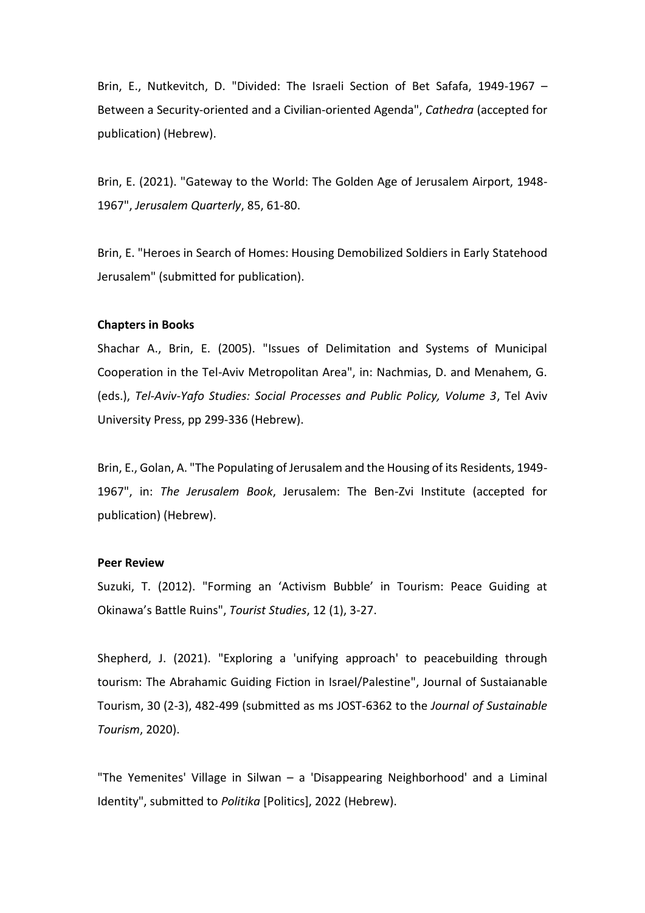Brin, E., Nutkevitch, D. "Divided: The Israeli Section of Bet Safafa, 1949-1967 – Between a Security-oriented and a Civilian-oriented Agenda", *Cathedra* (accepted for publication) (Hebrew).

Brin, E. (2021). "Gateway to the World: The Golden Age of Jerusalem Airport, 1948-1967", *Jerusalem Quarterly*, 85, 61-80.

Brin, E. "Heroes in Search of Homes: Housing Demobilized Soldiers in Early Statehood Jerusalem" (submitted for publication).

**Chapters in Books**

Shachar A., Brin, E. (2005). "Issues of Delimitation and Systems of Municipal Cooperation in the Tel-Aviv Metropolitan Area", in: Nachmias, D. and Menahem, G. (eds.), *Tel-Aviv-Yafo Studies: Social Processes and Public Policy, Volume 3*, Tel Aviv University Press, pp 299-336 (Hebrew).

Brin, E., Golan, A. "The Populating of Jerusalem and the Housing of its Residents, 1949-1967", in: *The Jerusalem Book*, Jerusalem: The Ben-Zvi Institute (accepted for publication) (Hebrew).

**Peer Review**

Suzuki, T. (2012). "Forming an 'Activism Bubble' in Tourism: Peace Guiding at Okinawa's Battle Ruins", *Tourist Studies*, 12 (1), 3-27.

Shepherd, J. (2021). "Exploring a 'unifying approach' to peacebuilding through tourism: The Abrahamic Guiding Fiction in Israel/Palestine", Journal of Sustaianable Tourism, 30 (2-3), 482-499 (submitted as ms JOST-6362 to the *Journal of Sustainable Tourism*, 2020).

"The Yemenites' Village in Silwan – a 'Disappearing Neighborhood' and a Liminal Identity", submitted to *Politika* [Politics], 2022 (Hebrew).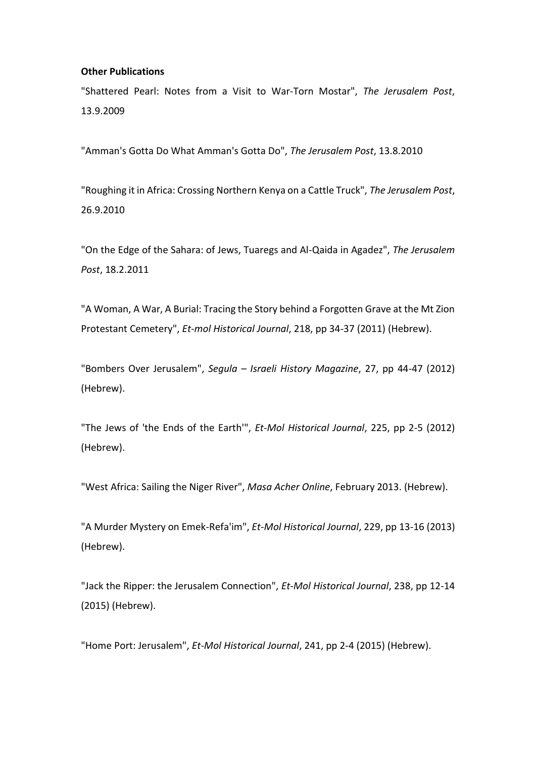**Other Publications**

"Shattered Pearl: Notes from a Visit to War-Torn Mostar", *The Jerusalem Post*, 13.9.2009

"Amman's Gotta Do What Amman's Gotta Do", *The Jerusalem Post*, 13.8.2010

"Roughing it in Africa: Crossing Northern Kenya on a Cattle Truck", *The Jerusalem Post*, 26.9.2010

"On the Edge of the Sahara: of Jews, Tuaregs and Al-Qaida in Agadez", *The Jerusalem Post*, 18.2.2011

"A Woman, A War, A Burial: Tracing the Story behind a Forgotten Grave at the Mt Zion Protestant Cemetery", *Et-mol Historical Journal*, 218, pp 34-37 (2011) (Hebrew).

"Bombers Over Jerusalem", *Segula – Israeli History Magazine*, 27, pp 44-47 (2012) (Hebrew).

"The Jews of 'the Ends of the Earth'", *Et-Mol Historical Journal*, 225, pp 2-5 (2012) (Hebrew).

"West Africa: Sailing the Niger River", *Masa Acher Online*, February 2013. (Hebrew).

"A Murder Mystery on Emek-Refa'im", *Et-Mol Historical Journal*, 229, pp 13-16 (2013) (Hebrew).

"Jack the Ripper: the Jerusalem Connection", *Et-Mol Historical Journal*, 238, pp 12-14 (2015) (Hebrew).

"Home Port: Jerusalem", *Et-Mol Historical Journal*, 241, pp 2-4 (2015) (Hebrew).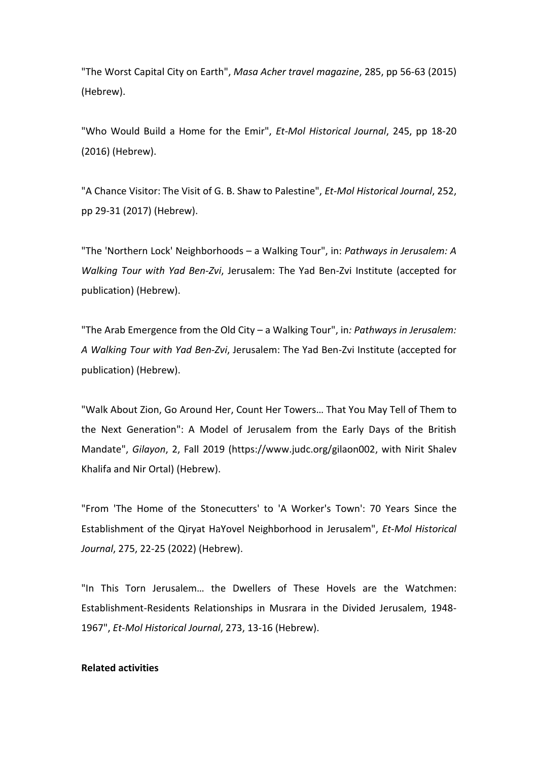"The Worst Capital City on Earth", *Masa Acher travel magazine*, 285, pp 56-63 (2015) (Hebrew).

"Who Would Build a Home for the Emir", *Et-Mol Historical Journal*, 245, pp 18-20 (2016) (Hebrew).

"A Chance Visitor: The Visit of G. B. Shaw to Palestine", *Et-Mol Historical Journal*, 252, pp 29-31 (2017) (Hebrew).

"The 'Northern Lock' Neighborhoods – a Walking Tour", in: *Pathways in Jerusalem: A Walking Tour with Yad Ben-Zvi*, Jerusalem: The Yad Ben-Zvi Institute (accepted for publication) (Hebrew).

"The Arab Emergence from the Old City – a Walking Tour", in*: Pathways in Jerusalem: A Walking Tour with Yad Ben-Zvi*, Jerusalem: The Yad Ben-Zvi Institute (accepted for publication) (Hebrew).

"Walk About Zion, Go Around Her, Count Her Towers… That You May Tell of Them to the Next Generation": A Model of Jerusalem from the Early Days of the British Mandate", *Gilayon*, 2, Fall 2019 (https://www.judc.org/gilaon002, with Nirit Shalev Khalifa and Nir Ortal) (Hebrew).

"From 'The Home of the Stonecutters' to 'A Worker's Town': 70 Years Since the Establishment of the Qiryat HaYovel Neighborhood in Jerusalem", *Et-Mol Historical Journal*, 275, 22-25 (2022) (Hebrew).

"In This Torn Jerusalem… the Dwellers of These Hovels are the Watchmen: Establishment-Residents Relationships in Musrara in the Divided Jerusalem, 1948-1967", *Et-Mol Historical Journal*, 273, 13-16 (Hebrew).

**Related activities**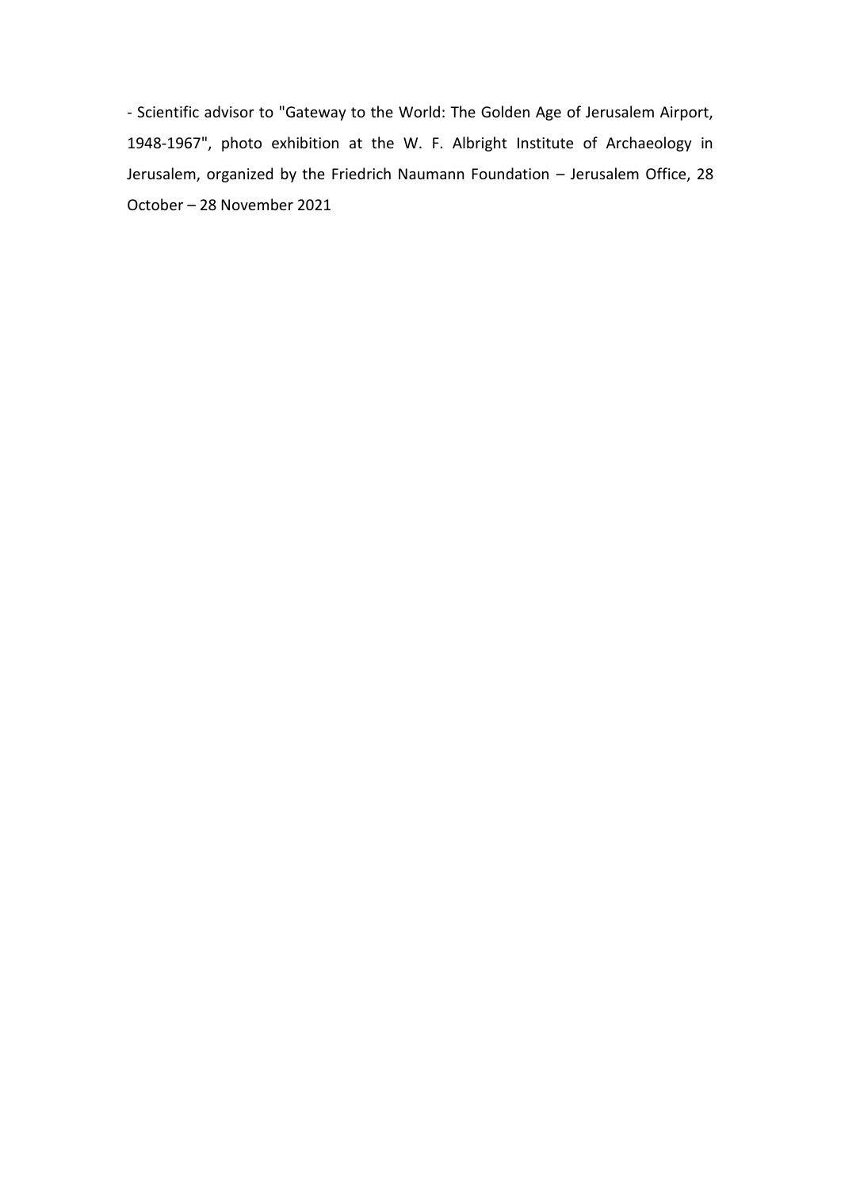- Scientific advisor to "Gateway to the World: The Golden Age of Jerusalem Airport, 1948-1967", photo exhibition at the W. F. Albright Institute of Archaeology in Jerusalem, organized by the Friedrich Naumann Foundation – Jerusalem Office, 28 October – 28 November 2021